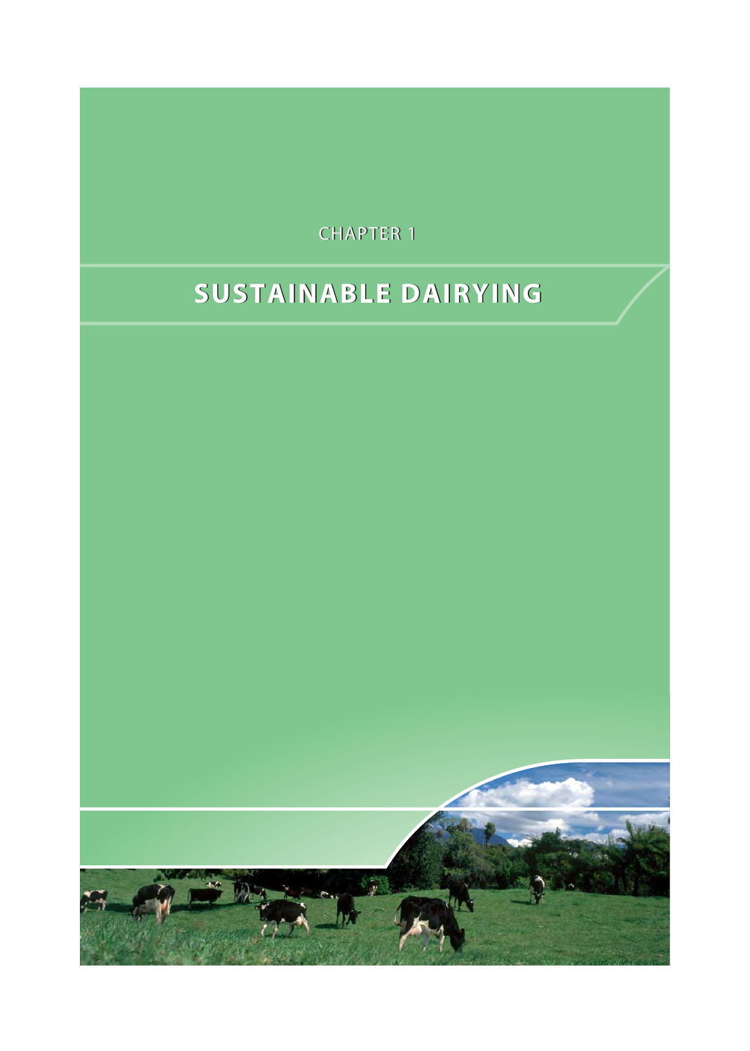CHAPTER 1

# SUSTAINABLE DAIRYING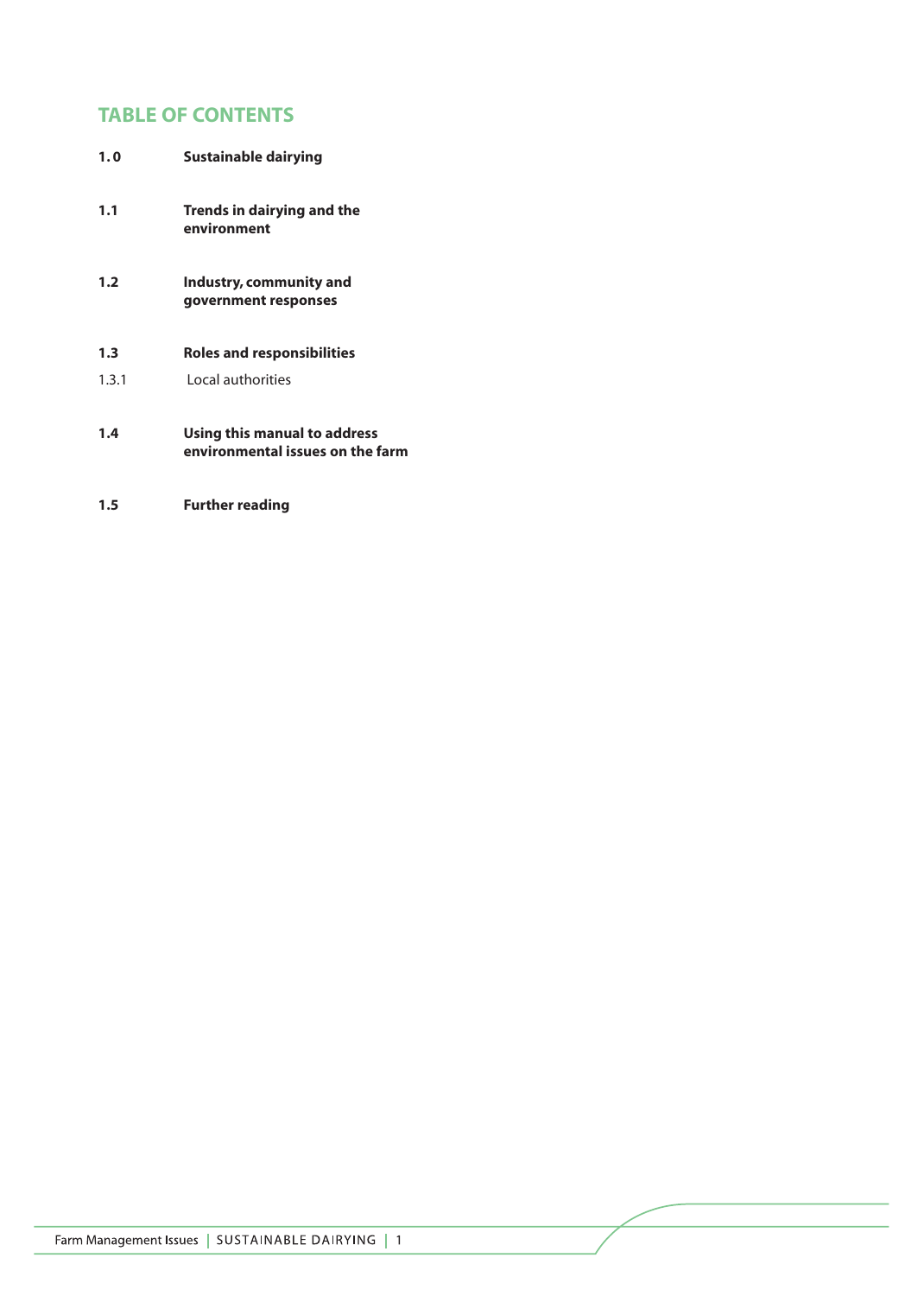## TABLE OF CONTENTS

**1.0 Sustainable dairying**

**1.1 Trends in dairying and the environment**

**1.2 Industry, community and government responses**

**1.3 Roles and responsibilities**

1.3.1 Local authorities

**1.4 Using this manual to address environmental issues on the farm**

**1.5 Further reading**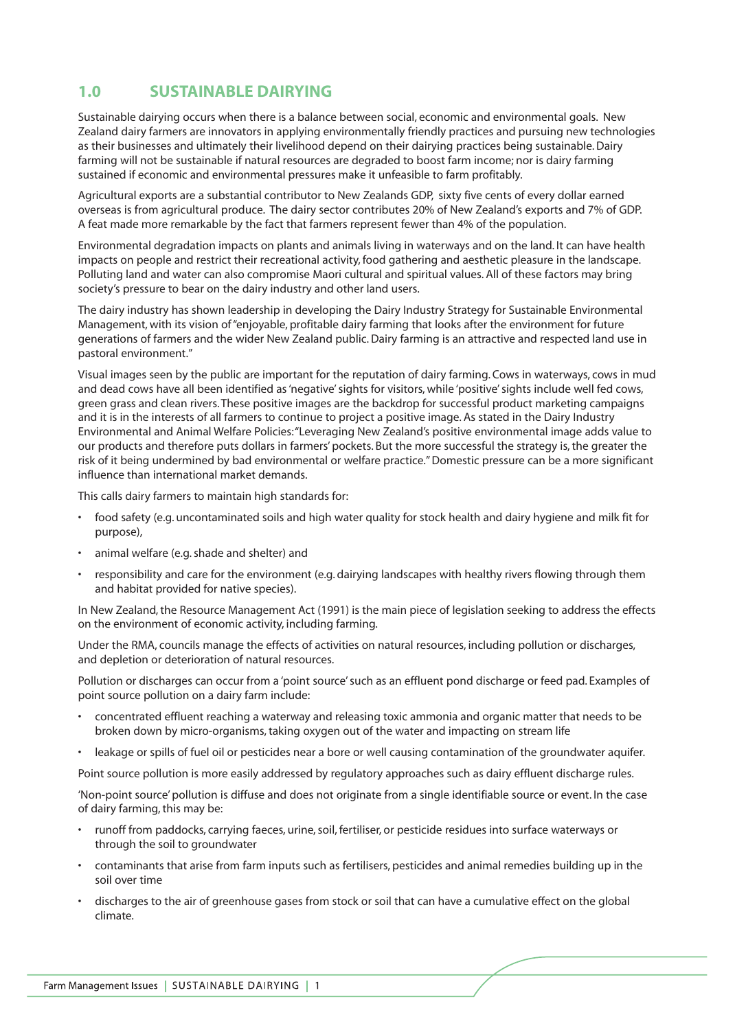## 1.0 SUSTAINABLE DAIRYING

Sustainable dairying occurs when there is a balance between social, economic and environmental goals. New Zealand dairy farmers are innovators in applying environmentally friendly practices and pursuing new technologies as their businesses and ultimately their livelihood depend on their dairying practices being sustainable. Dairy farming will not be sustainable if natural resources are degraded to boost farm income; nor is dairy farming sustained if economic and environmental pressures make it unfeasible to farm profitably.

Agricultural exports are a substantial contributor to New Zealands GDP, sixty five cents of every dollar earned overseas is from agricultural produce. The dairy sector contributes 20% of New Zealand's exports and 7% of GDP. A feat made more remarkable by the fact that farmers represent fewer than 4% of the population.

Environmental degradation impacts on plants and animals living in waterways and on the land. It can have health impacts on people and restrict their recreational activity, food gathering and aesthetic pleasure in the landscape. Polluting land and water can also compromise Maori cultural and spiritual values. All of these factors may bring society's pressure to bear on the dairy industry and other land users.

The dairy industry has shown leadership in developing the Dairy Industry Strategy for Sustainable Environmental Management, with its vision of "enjoyable, profitable dairy farming that looks after the environment for future generations of farmers and the wider New Zealand public. Dairy farming is an attractive and respected land use in pastoral environment."

Visual images seen by the public are important for the reputation of dairy farming. Cows in waterways, cows in mud and dead cows have all been identified as 'negative' sights for visitors, while 'positive' sights include well fed cows, green grass and clean rivers. These positive images are the backdrop for successful product marketing campaigns and it is in the interests of all farmers to continue to project a positive image. As stated in the Dairy Industry Environmental and Animal Welfare Policies: "Leveraging New Zealand's positive environmental image adds value to our products and therefore puts dollars in farmers' pockets. But the more successful the strategy is, the greater the risk of it being undermined by bad environmental or welfare practice." Domestic pressure can be a more significant influence than international market demands.

This calls dairy farmers to maintain high standards for:

- food safety (e.g. uncontaminated soils and high water quality for stock health and dairy hygiene and milk fit for purpose),
- animal welfare (e.g. shade and shelter) and
- responsibility and care for the environment (e.g. dairying landscapes with healthy rivers flowing through them and habitat provided for native species).

In New Zealand, the Resource Management Act (1991) is the main piece of legislation seeking to address the effects on the environment of economic activity, including farming.

Under the RMA, councils manage the effects of activities on natural resources, including pollution or discharges, and depletion or deterioration of natural resources.

Pollution or discharges can occur from a 'point source' such as an effluent pond discharge or feed pad. Examples of point source pollution on a dairy farm include:

- concentrated effluent reaching a waterway and releasing toxic ammonia and organic matter that needs to be broken down by micro-organisms, taking oxygen out of the water and impacting on stream life
- leakage or spills of fuel oil or pesticides near a bore or well causing contamination of the groundwater aquifer.

Point source pollution is more easily addressed by regulatory approaches such as dairy effluent discharge rules.

'Non-point source' pollution is diffuse and does not originate from a single identifiable source or event. In the case of dairy farming, this may be:

- runoff from paddocks, carrying faeces, urine, soil, fertiliser, or pesticide residues into surface waterways or through the soil to groundwater
- contaminants that arise from farm inputs such as fertilisers, pesticides and animal remedies building up in the soil over time
- discharges to the air of greenhouse gases from stock or soil that can have a cumulative effect on the global climate.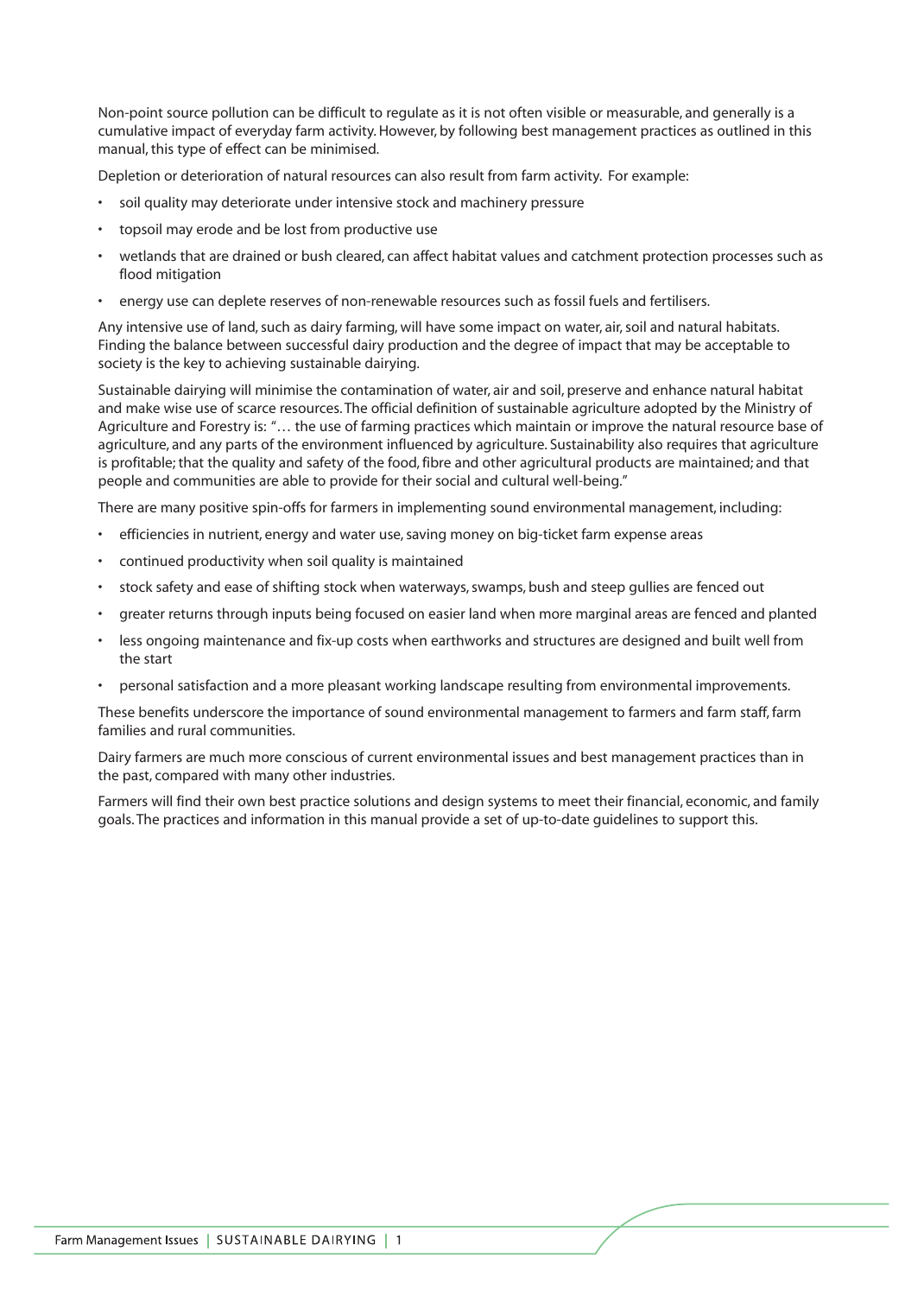Non-point source pollution can be difficult to regulate as it is not often visible or measurable, and generally is a cumulative impact of everyday farm activity. However, by following best management practices as outlined in this manual, this type of effect can be minimised.

Depletion or deterioration of natural resources can also result from farm activity. For example:

- soil quality may deteriorate under intensive stock and machinery pressure
- topsoil may erode and be lost from productive use
- wetlands that are drained or bush cleared, can affect habitat values and catchment protection processes such as flood mitigation
- energy use can deplete reserves of non-renewable resources such as fossil fuels and fertilisers.

Any intensive use of land, such as dairy farming, will have some impact on water, air, soil and natural habitats. Finding the balance between successful dairy production and the degree of impact that may be acceptable to society is the key to achieving sustainable dairying.

Sustainable dairying will minimise the contamination of water, air and soil, preserve and enhance natural habitat and make wise use of scarce resources. The official definition of sustainable agriculture adopted by the Ministry of Agriculture and Forestry is: "… the use of farming practices which maintain or improve the natural resource base of agriculture, and any parts of the environment influenced by agriculture. Sustainability also requires that agriculture is profitable; that the quality and safety of the food, fibre and other agricultural products are maintained; and that people and communities are able to provide for their social and cultural well-being."

There are many positive spin-offs for farmers in implementing sound environmental management, including:

- efficiencies in nutrient, energy and water use, saving money on big-ticket farm expense areas
- continued productivity when soil quality is maintained
- stock safety and ease of shifting stock when waterways, swamps, bush and steep gullies are fenced out
- greater returns through inputs being focused on easier land when more marginal areas are fenced and planted
- less ongoing maintenance and fix-up costs when earthworks and structures are designed and built well from the start
- personal satisfaction and a more pleasant working landscape resulting from environmental improvements.

These benefits underscore the importance of sound environmental management to farmers and farm staff, farm families and rural communities.

Dairy farmers are much more conscious of current environmental issues and best management practices than in the past, compared with many other industries.

Farmers will find their own best practice solutions and design systems to meet their financial, economic, and family goals. The practices and information in this manual provide a set of up-to-date guidelines to support this.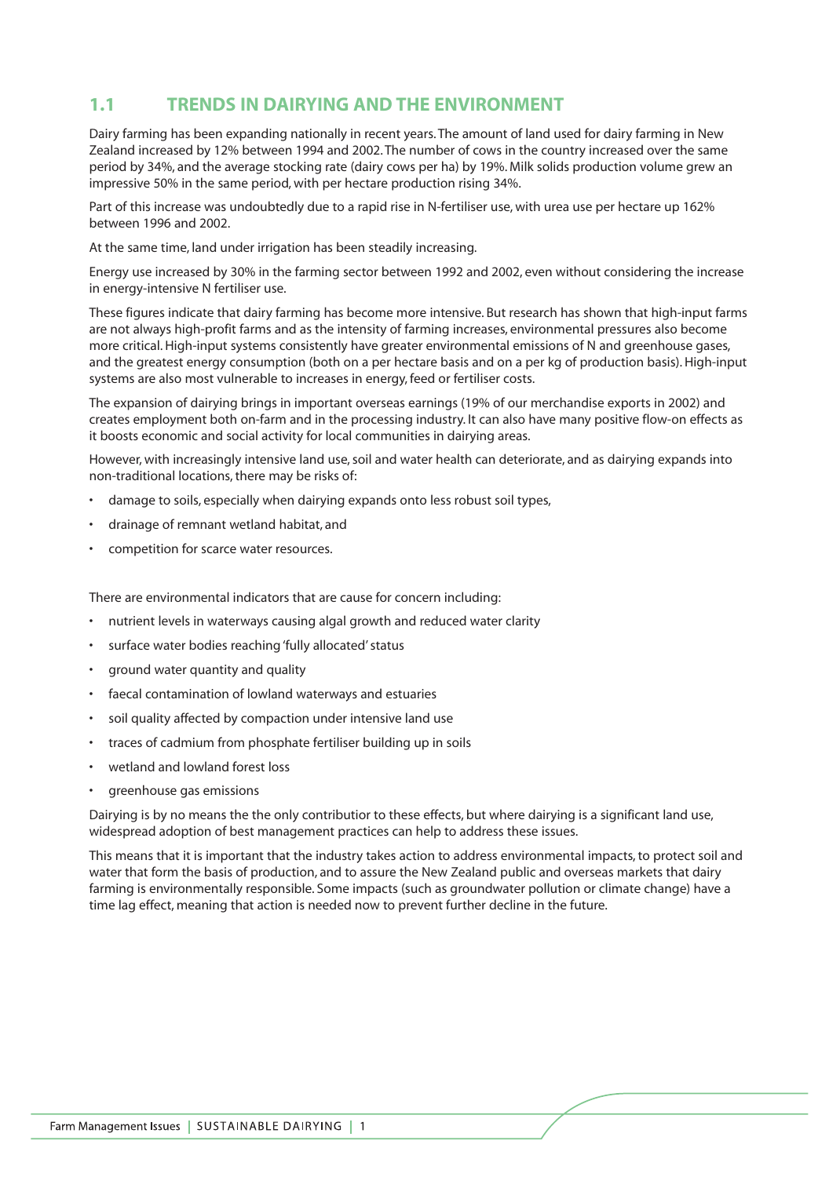## 1.1 TRENDS IN DAIRYING AND THE ENVIRONMENT

Dairy farming has been expanding nationally in recent years. The amount of land used for dairy farming in New Zealand increased by 12% between 1994 and 2002. The number of cows in the country increased over the same period by 34%, and the average stocking rate (dairy cows per ha) by 19%. Milk solids production volume grew an impressive 50% in the same period, with per hectare production rising 34%.

Part of this increase was undoubtedly due to a rapid rise in N-fertiliser use, with urea use per hectare up 162% between 1996 and 2002.

At the same time, land under irrigation has been steadily increasing.

Energy use increased by 30% in the farming sector between 1992 and 2002, even without considering the increase in energy-intensive N fertiliser use.

These figures indicate that dairy farming has become more intensive. But research has shown that high-input farms are not always high-profit farms and as the intensity of farming increases, environmental pressures also become more critical. High-input systems consistently have greater environmental emissions of N and greenhouse gases, and the greatest energy consumption (both on a per hectare basis and on a per kg of production basis). High-input systems are also most vulnerable to increases in energy, feed or fertiliser costs.

The expansion of dairying brings in important overseas earnings (19% of our merchandise exports in 2002) and creates employment both on-farm and in the processing industry. It can also have many positive flow-on effects as it boosts economic and social activity for local communities in dairying areas.

However, with increasingly intensive land use, soil and water health can deteriorate, and as dairying expands into non-traditional locations, there may be risks of:

- damage to soils, especially when dairying expands onto less robust soil types,
- drainage of remnant wetland habitat, and
- competition for scarce water resources.

There are environmental indicators that are cause for concern including:

- nutrient levels in waterways causing algal growth and reduced water clarity
- surface water bodies reaching 'fully allocated' status
- ground water quantity and quality
- faecal contamination of lowland waterways and estuaries
- soil quality affected by compaction under intensive land use
- traces of cadmium from phosphate fertiliser building up in soils
- wetland and lowland forest loss
- greenhouse gas emissions

Dairying is by no means the the only contributior to these effects, but where dairying is a significant land use, widespread adoption of best management practices can help to address these issues.

This means that it is important that the industry takes action to address environmental impacts, to protect soil and water that form the basis of production, and to assure the New Zealand public and overseas markets that dairy farming is environmentally responsible. Some impacts (such as groundwater pollution or climate change) have a time lag effect, meaning that action is needed now to prevent further decline in the future.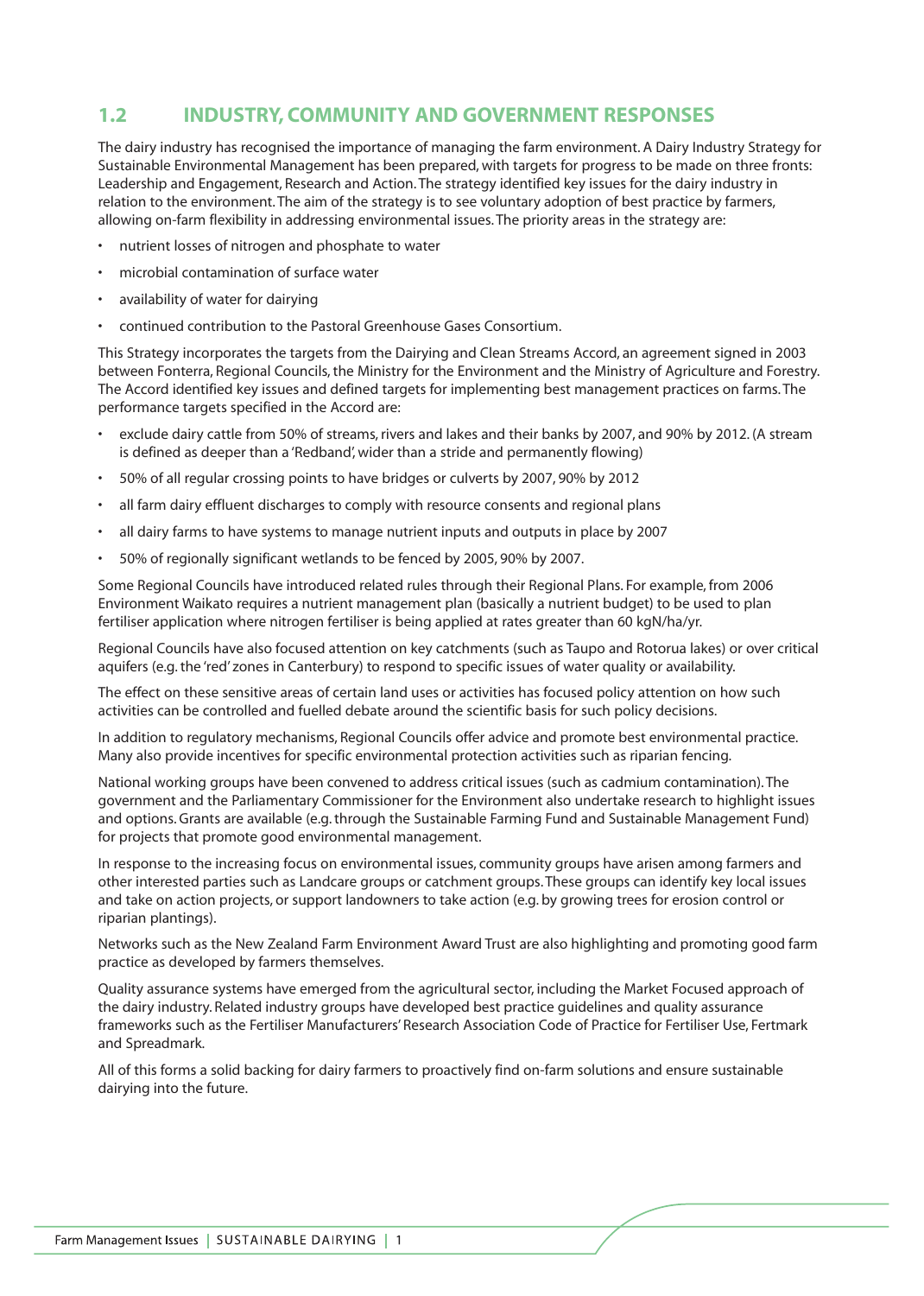## 1.2 INDUSTRY, COMMUNITY AND GOVERNMENT RESPONSES

The dairy industry has recognised the importance of managing the farm environment. A Dairy Industry Strategy for Sustainable Environmental Management has been prepared, with targets for progress to be made on three fronts: Leadership and Engagement, Research and Action. The strategy identified key issues for the dairy industry in relation to the environment. The aim of the strategy is to see voluntary adoption of best practice by farmers, allowing on-farm flexibility in addressing environmental issues. The priority areas in the strategy are:

- nutrient losses of nitrogen and phosphate to water
- microbial contamination of surface water
- availability of water for dairying
- continued contribution to the Pastoral Greenhouse Gases Consortium.

This Strategy incorporates the targets from the Dairying and Clean Streams Accord, an agreement signed in 2003 between Fonterra, Regional Councils, the Ministry for the Environment and the Ministry of Agriculture and Forestry. The Accord identified key issues and defined targets for implementing best management practices on farms. The performance targets specified in the Accord are:

- exclude dairy cattle from 50% of streams, rivers and lakes and their banks by 2007, and 90% by 2012. (A stream is defined as deeper than a 'Redband', wider than a stride and permanently flowing)
- 50% of all regular crossing points to have bridges or culverts by 2007, 90% by 2012
- all farm dairy effluent discharges to comply with resource consents and regional plans
- all dairy farms to have systems to manage nutrient inputs and outputs in place by 2007
- 50% of regionally significant wetlands to be fenced by 2005, 90% by 2007.

Some Regional Councils have introduced related rules through their Regional Plans. For example, from 2006 Environment Waikato requires a nutrient management plan (basically a nutrient budget) to be used to plan fertiliser application where nitrogen fertiliser is being applied at rates greater than 60 kgN/ha/yr.

Regional Councils have also focused attention on key catchments (such as Taupo and Rotorua lakes) or over critical aquifers (e.g. the 'red' zones in Canterbury) to respond to specific issues of water quality or availability.

The effect on these sensitive areas of certain land uses or activities has focused policy attention on how such activities can be controlled and fuelled debate around the scientific basis for such policy decisions.

In addition to regulatory mechanisms, Regional Councils offer advice and promote best environmental practice. Many also provide incentives for specific environmental protection activities such as riparian fencing.

National working groups have been convened to address critical issues (such as cadmium contamination). The government and the Parliamentary Commissioner for the Environment also undertake research to highlight issues and options. Grants are available (e.g. through the Sustainable Farming Fund and Sustainable Management Fund) for projects that promote good environmental management.

In response to the increasing focus on environmental issues, community groups have arisen among farmers and other interested parties such as Landcare groups or catchment groups. These groups can identify key local issues and take on action projects, or support landowners to take action (e.g. by growing trees for erosion control or riparian plantings).

Networks such as the New Zealand Farm Environment Award Trust are also highlighting and promoting good farm practice as developed by farmers themselves.

Quality assurance systems have emerged from the agricultural sector, including the Market Focused approach of the dairy industry. Related industry groups have developed best practice guidelines and quality assurance frameworks such as the Fertiliser Manufacturers' Research Association Code of Practice for Fertiliser Use, Fertmark and Spreadmark.

All of this forms a solid backing for dairy farmers to proactively find on-farm solutions and ensure sustainable dairying into the future.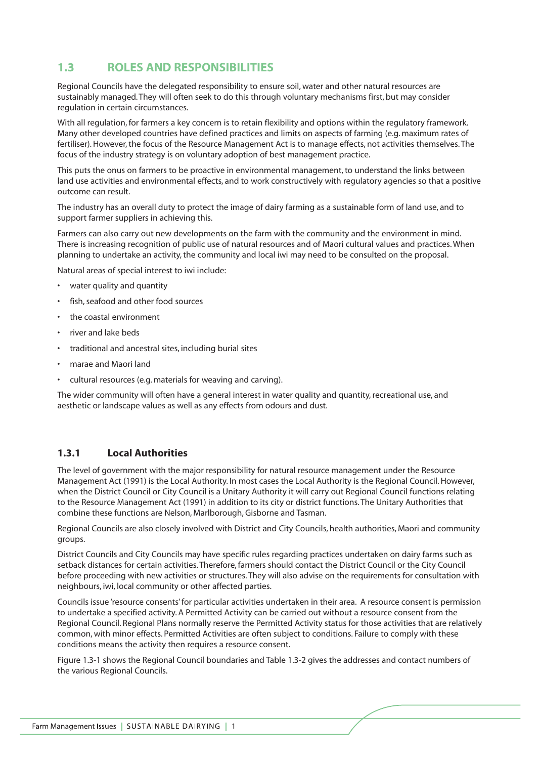## 1.3 ROLES AND RESPONSIBILITIES

Regional Councils have the delegated responsibility to ensure soil, water and other natural resources are sustainably managed. They will often seek to do this through voluntary mechanisms first, but may consider regulation in certain circumstances.

With all regulation, for farmers a key concern is to retain flexibility and options within the regulatory framework. Many other developed countries have defined practices and limits on aspects of farming (e.g. maximum rates of fertiliser). However, the focus of the Resource Management Act is to manage effects, not activities themselves. The focus of the industry strategy is on voluntary adoption of best management practice.

This puts the onus on farmers to be proactive in environmental management, to understand the links between land use activities and environmental effects, and to work constructively with regulatory agencies so that a positive outcome can result.

The industry has an overall duty to protect the image of dairy farming as a sustainable form of land use, and to support farmer suppliers in achieving this.

Farmers can also carry out new developments on the farm with the community and the environment in mind. There is increasing recognition of public use of natural resources and of Maori cultural values and practices. When planning to undertake an activity, the community and local iwi may need to be consulted on the proposal.

Natural areas of special interest to iwi include:

- water quality and quantity
- fish, seafood and other food sources
- the coastal environment
- river and lake beds
- traditional and ancestral sites, including burial sites
- marae and Maori land
- cultural resources (e.g. materials for weaving and carving).

The wider community will often have a general interest in water quality and quantity, recreational use, and aesthetic or landscape values as well as any effects from odours and dust.

### 1.3.1 Local Authorities

The level of government with the major responsibility for natural resource management under the Resource Management Act (1991) is the Local Authority. In most cases the Local Authority is the Regional Council. However, when the District Council or City Council is a Unitary Authority it will carry out Regional Council functions relating to the Resource Management Act (1991) in addition to its city or district functions. The Unitary Authorities that combine these functions are Nelson, Marlborough, Gisborne and Tasman.

Regional Councils are also closely involved with District and City Councils, health authorities, Maori and community groups.

District Councils and City Councils may have specific rules regarding practices undertaken on dairy farms such as setback distances for certain activities. Therefore, farmers should contact the District Council or the City Council before proceeding with new activities or structures. They will also advise on the requirements for consultation with neighbours, iwi, local community or other affected parties.

Councils issue 'resource consents' for particular activities undertaken in their area. A resource consent is permission to undertake a specified activity. A Permitted Activity can be carried out without a resource consent from the Regional Council. Regional Plans normally reserve the Permitted Activity status for those activities that are relatively common, with minor effects. Permitted Activities are often subject to conditions. Failure to comply with these conditions means the activity then requires a resource consent.

Figure 1.3-1 shows the Regional Council boundaries and Table 1.3-2 gives the addresses and contact numbers of the various Regional Councils.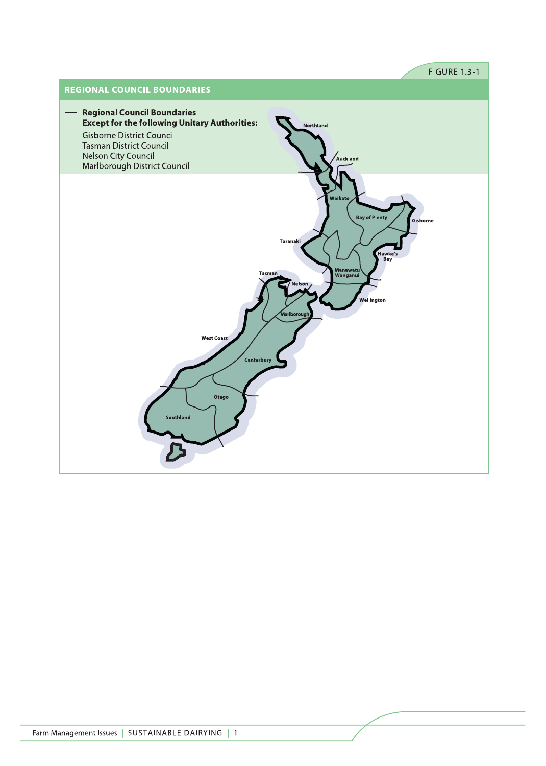FIGURE 1.3-1

## REGIONAL COUNCIL BOUNDARIES

— **Regional Council Boundaries**
**Except for the following Unitary Authorities:**

Gisborne District Council
Tasman District Council
Nelson City Council
Marlborough District Council

Northland
Auckland
Waikato
Bay of Plenty
Gisborne
Taranaki
Hawke's Bay
Manawatu Wanganui
Wellington
Tasman
Nelson
Marlborough
West Coast
Canterbury
Otago
Southland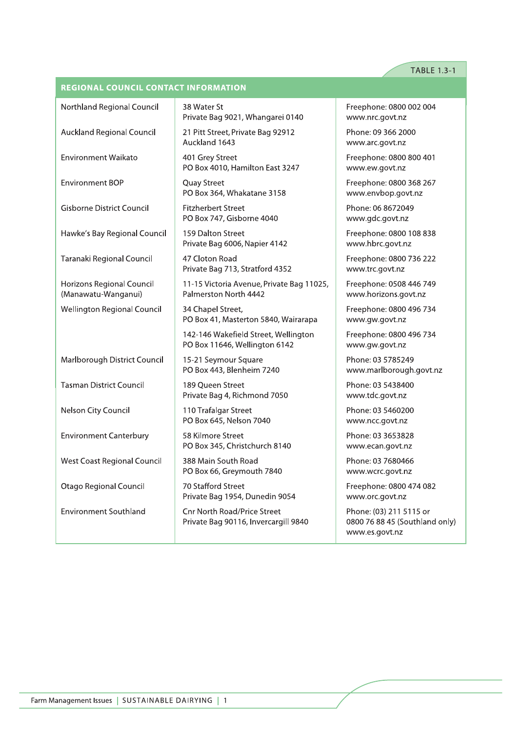TABLE 1.3-1

| REGIONAL COUNCIL CONTACT INFORMATION | | |
|---|---|---|
| Northland Regional Council | 38 Water St<br>Private Bag 9021, Whangarei 0140 | Freephone: 0800 002 004<br>www.nrc.govt.nz |
| Auckland Regional Council | 21 Pitt Street, Private Bag 92912<br>Auckland 1643 | Phone: 09 366 2000<br>www.arc.govt.nz |
| Environment Waikato | 401 Grey Street<br>PO Box 4010, Hamilton East 3247 | Freephone: 0800 800 401<br>www.ew.govt.nz |
| Environment BOP | Quay Street<br>PO Box 364, Whakatane 3158 | Freephone: 0800 368 267<br>www.envbop.govt.nz |
| Gisborne District Council | Fitzherbert Street<br>PO Box 747, Gisborne 4040 | Phone: 06 8672049<br>www.gdc.govt.nz |
| Hawke's Bay Regional Council | 159 Dalton Street<br>Private Bag 6006, Napier 4142 | Freephone: 0800 108 838<br>www.hbrc.govt.nz |
| Taranaki Regional Council | 47 Cloton Road<br>Private Bag 713, Stratford 4352 | Freephone: 0800 736 222<br>www.trc.govt.nz |
| Horizons Regional Council<br>(Manawatu-Wanganui) | 11-15 Victoria Avenue, Private Bag 11025,<br>Palmerston North 4442 | Freephone: 0508 446 749<br>www.horizons.govt.nz |
| Wellington Regional Council | 34 Chapel Street,<br>PO Box 41, Masterton 5840, Wairarapa | Freephone: 0800 496 734<br>www.gw.govt.nz |
| | 142-146 Wakefield Street, Wellington<br>PO Box 11646, Wellington 6142 | Freephone: 0800 496 734<br>www.gw.govt.nz |
| Marlborough District Council | 15-21 Seymour Square<br>PO Box 443, Blenheim 7240 | Phone: 03 5785249<br>www.marlborough.govt.nz |
| Tasman District Council | 189 Queen Street<br>Private Bag 4, Richmond 7050 | Phone: 03 5438400<br>www.tdc.govt.nz |
| Nelson City Council | 110 Trafalgar Street<br>PO Box 645, Nelson 7040 | Phone: 03 5460200<br>www.ncc.govt.nz |
| Environment Canterbury | 58 Kilmore Street<br>PO Box 345, Christchurch 8140 | Phone: 03 3653828<br>www.ecan.govt.nz |
| West Coast Regional Council | 388 Main South Road<br>PO Box 66, Greymouth 7840 | Phone: 03 7680466<br>www.wcrc.govt.nz |
| Otago Regional Council | 70 Stafford Street<br>Private Bag 1954, Dunedin 9054 | Freephone: 0800 474 082<br>www.orc.govt.nz |
| Environment Southland | Cnr North Road/Price Street<br>Private Bag 90116, Invercargill 9840 | Phone: (03) 211 5115 or<br>0800 76 88 45 (Southland only)<br>www.es.govt.nz |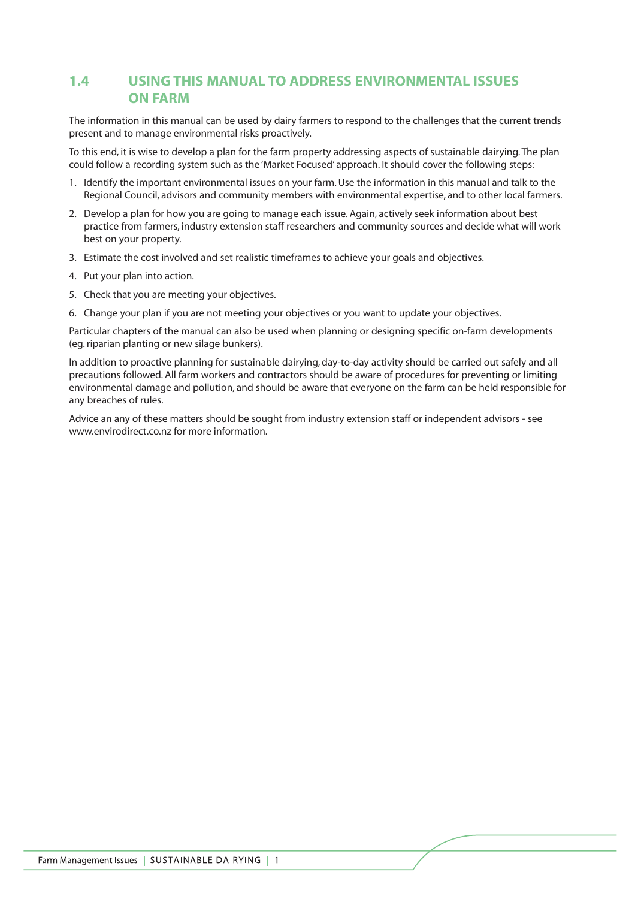## 1.4 USING THIS MANUAL TO ADDRESS ENVIRONMENTAL ISSUES ON FARM

The information in this manual can be used by dairy farmers to respond to the challenges that the current trends present and to manage environmental risks proactively.

To this end, it is wise to develop a plan for the farm property addressing aspects of sustainable dairying. The plan could follow a recording system such as the 'Market Focused' approach. It should cover the following steps:

1. Identify the important environmental issues on your farm. Use the information in this manual and talk to the Regional Council, advisors and community members with environmental expertise, and to other local farmers.
2. Develop a plan for how you are going to manage each issue. Again, actively seek information about best practice from farmers, industry extension staff researchers and community sources and decide what will work best on your property.
3. Estimate the cost involved and set realistic timeframes to achieve your goals and objectives.
4. Put your plan into action.
5. Check that you are meeting your objectives.
6. Change your plan if you are not meeting your objectives or you want to update your objectives.

Particular chapters of the manual can also be used when planning or designing specific on-farm developments (eg. riparian planting or new silage bunkers).

In addition to proactive planning for sustainable dairying, day-to-day activity should be carried out safely and all precautions followed. All farm workers and contractors should be aware of procedures for preventing or limiting environmental damage and pollution, and should be aware that everyone on the farm can be held responsible for any breaches of rules.

Advice an any of these matters should be sought from industry extension staff or independent advisors - see www.envirodirect.co.nz for more information.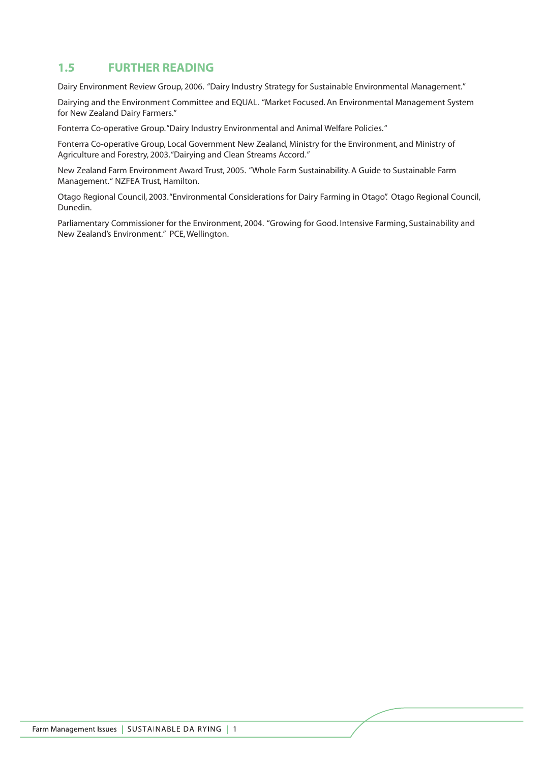## 1.5 FURTHER READING

Dairy Environment Review Group, 2006. "Dairy Industry Strategy for Sustainable Environmental Management."

Dairying and the Environment Committee and EQUAL. "Market Focused. An Environmental Management System for New Zealand Dairy Farmers."

Fonterra Co-operative Group. "Dairy Industry Environmental and Animal Welfare Policies."

Fonterra Co-operative Group, Local Government New Zealand, Ministry for the Environment, and Ministry of Agriculture and Forestry, 2003. "Dairying and Clean Streams Accord."

New Zealand Farm Environment Award Trust, 2005. "Whole Farm Sustainability. A Guide to Sustainable Farm Management." NZFEA Trust, Hamilton.

Otago Regional Council, 2003. "Environmental Considerations for Dairy Farming in Otago". Otago Regional Council, Dunedin.

Parliamentary Commissioner for the Environment, 2004. "Growing for Good. Intensive Farming, Sustainability and New Zealand's Environment." PCE, Wellington.